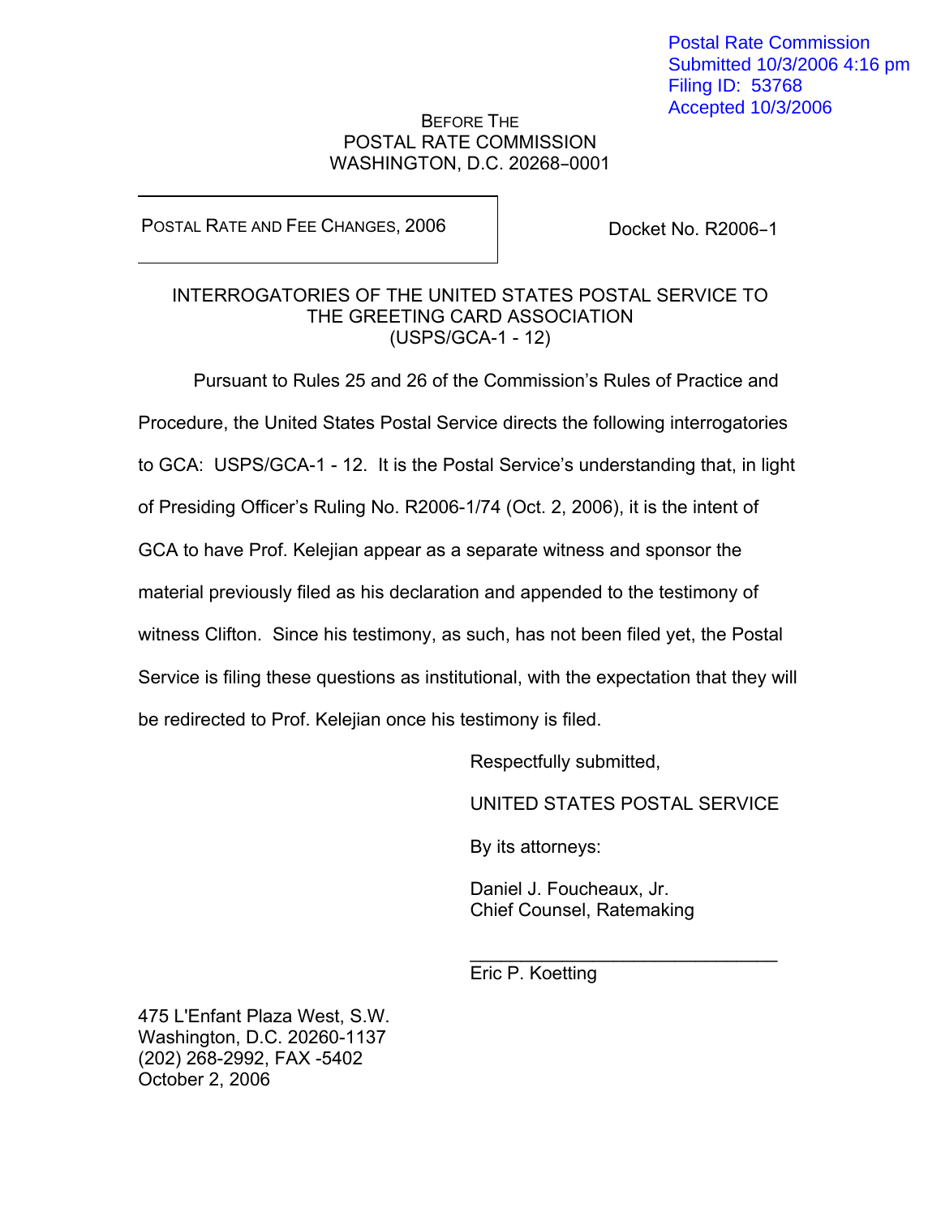Postal Rate Commission
Submitted 10/3/2006 4:16 pm
Filing ID: 53768
Accepted 10/3/2006

BEFORE THE
POSTAL RATE COMMISSION
WASHINGTON, D.C. 20268–0001

| POSTAL RATE AND FEE CHANGES, 2006 | Docket No. R2006–1 |
|---|---|

INTERROGATORIES OF THE UNITED STATES POSTAL SERVICE TO
THE GREETING CARD ASSOCIATION
(USPS/GCA-1 - 12)

Pursuant to Rules 25 and 26 of the Commission's Rules of Practice and Procedure, the United States Postal Service directs the following interrogatories to GCA: USPS/GCA-1 - 12. It is the Postal Service's understanding that, in light of Presiding Officer's Ruling No. R2006-1/74 (Oct. 2, 2006), it is the intent of GCA to have Prof. Kelejian appear as a separate witness and sponsor the material previously filed as his declaration and appended to the testimony of witness Clifton. Since his testimony, as such, has not been filed yet, the Postal Service is filing these questions as institutional, with the expectation that they will be redirected to Prof. Kelejian once his testimony is filed.

Respectfully submitted,

UNITED STATES POSTAL SERVICE

By its attorneys:

Daniel J. Foucheaux, Jr.
Chief Counsel, Ratemaking

\_\_\_\_\_\_\_\_\_\_\_\_\_\_\_\_\_\_\_\_\_\_\_\_\_\_\_\_\_\_
Eric P. Koetting

475 L'Enfant Plaza West, S.W.
Washington, D.C. 20260-1137
(202) 268-2992, FAX -5402
October 2, 2006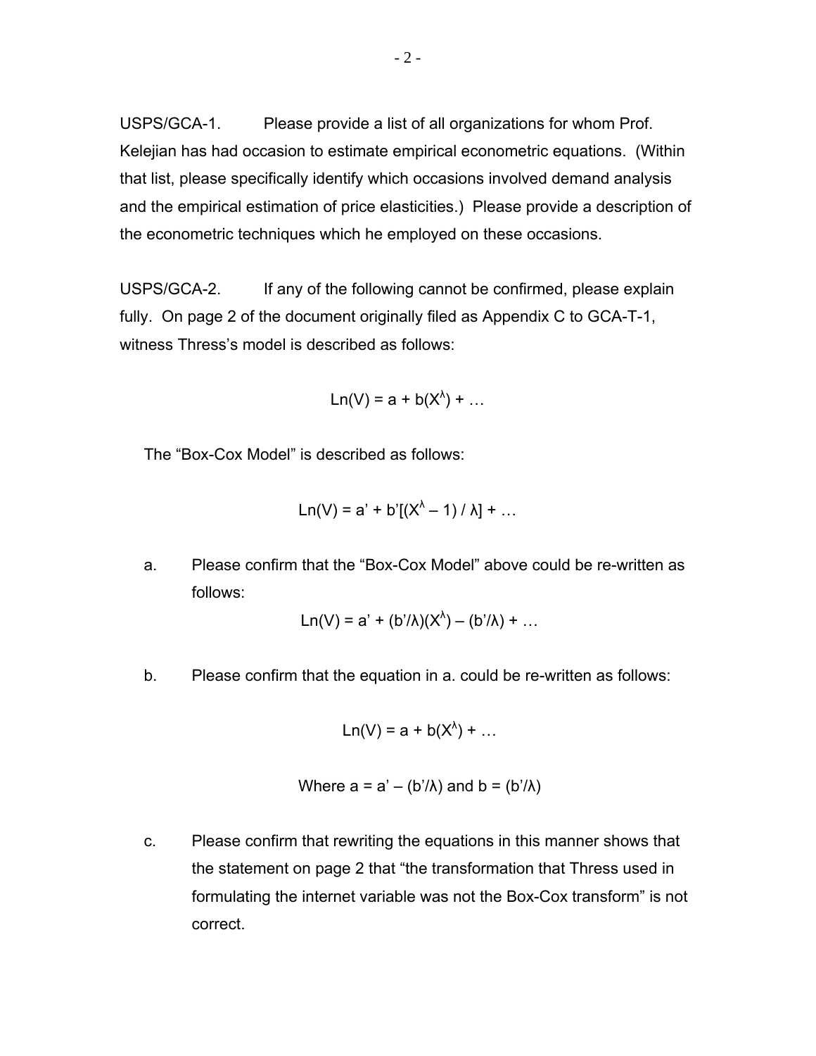USPS/GCA-1. Please provide a list of all organizations for whom Prof. Kelejian has had occasion to estimate empirical econometric equations. (Within that list, please specifically identify which occasions involved demand analysis and the empirical estimation of price elasticities.) Please provide a description of the econometric techniques which he employed on these occasions.

USPS/GCA-2. If any of the following cannot be confirmed, please explain fully. On page 2 of the document originally filed as Appendix C to GCA-T-1, witness Thress's model is described as follows:

$$Ln(V) = a + b(X^{\lambda}) + \ldots$$

The "Box-Cox Model" is described as follows:

$$Ln(V) = a' + b'[(X^{\lambda} - 1) / \lambda] + \ldots$$

a. Please confirm that the "Box-Cox Model" above could be re-written as follows:

$$Ln(V) = a' + (b'/\lambda)(X^{\lambda}) - (b'/\lambda) + \ldots$$

b. Please confirm that the equation in a. could be re-written as follows:

$$Ln(V) = a + b(X^{\lambda}) + \ldots$$

$$\text{Where } a = a' - (b'/\lambda) \text{ and } b = (b'/\lambda)$$

c. Please confirm that rewriting the equations in this manner shows that the statement on page 2 that "the transformation that Thress used in formulating the internet variable was not the Box-Cox transform" is not correct.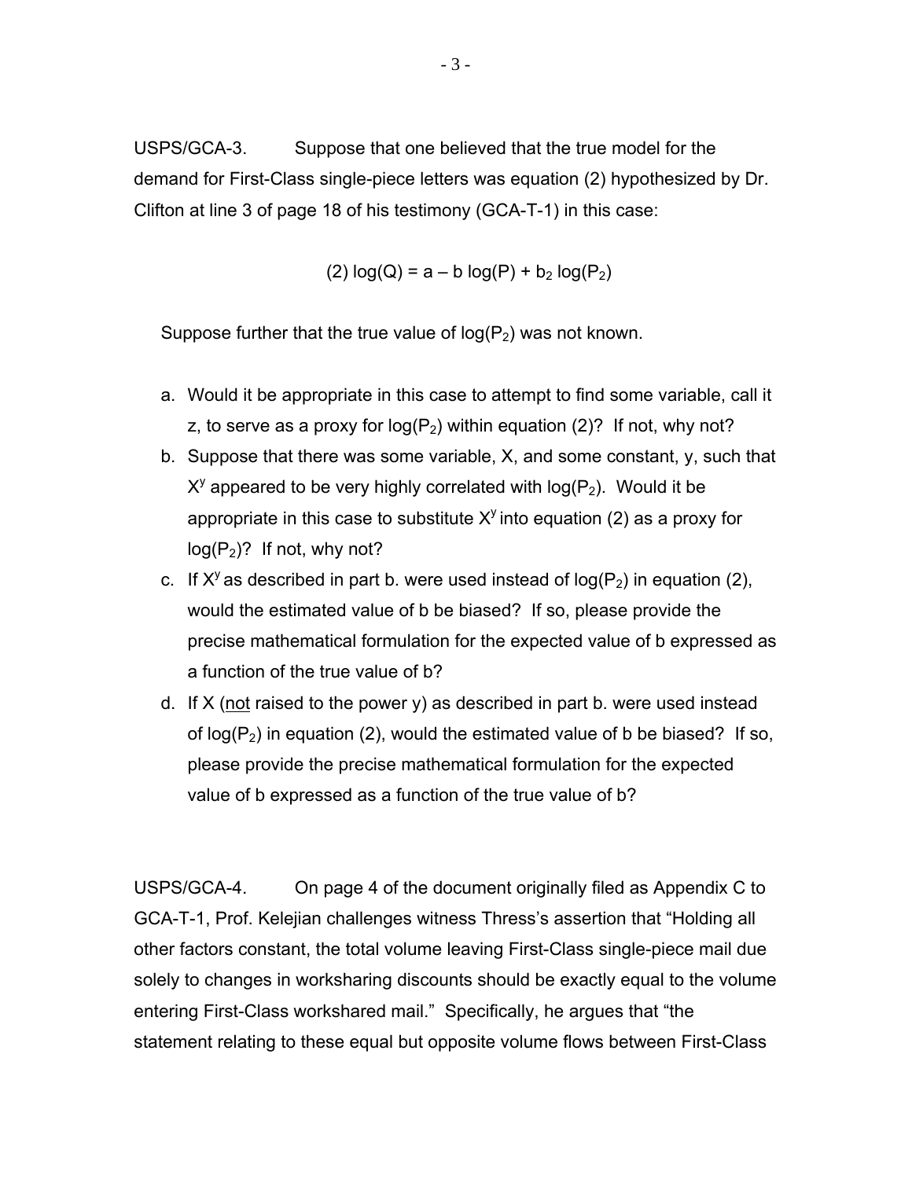USPS/GCA-3. Suppose that one believed that the true model for the demand for First-Class single-piece letters was equation (2) hypothesized by Dr. Clifton at line 3 of page 18 of his testimony (GCA-T-1) in this case:

$$(2)\ \log(Q) = a - b \log(P) + b_2 \log(P_2)$$

Suppose further that the true value of $\log(P_2)$ was not known.

a. Would it be appropriate in this case to attempt to find some variable, call it z, to serve as a proxy for $\log(P_2)$ within equation (2)? If not, why not?

b. Suppose that there was some variable, X, and some constant, y, such that $X^y$ appeared to be very highly correlated with $\log(P_2)$. Would it be appropriate in this case to substitute $X^y$ into equation (2) as a proxy for $\log(P_2)$? If not, why not?

c. If $X^y$ as described in part b. were used instead of $\log(P_2)$ in equation (2), would the estimated value of b be biased? If so, please provide the precise mathematical formulation for the expected value of b expressed as a function of the true value of b?

d. If X (not raised to the power y) as described in part b. were used instead of $\log(P_2)$ in equation (2), would the estimated value of b be biased? If so, please provide the precise mathematical formulation for the expected value of b expressed as a function of the true value of b?

USPS/GCA-4. On page 4 of the document originally filed as Appendix C to GCA-T-1, Prof. Kelejian challenges witness Thress's assertion that "Holding all other factors constant, the total volume leaving First-Class single-piece mail due solely to changes in worksharing discounts should be exactly equal to the volume entering First-Class workshared mail." Specifically, he argues that "the statement relating to these equal but opposite volume flows between First-Class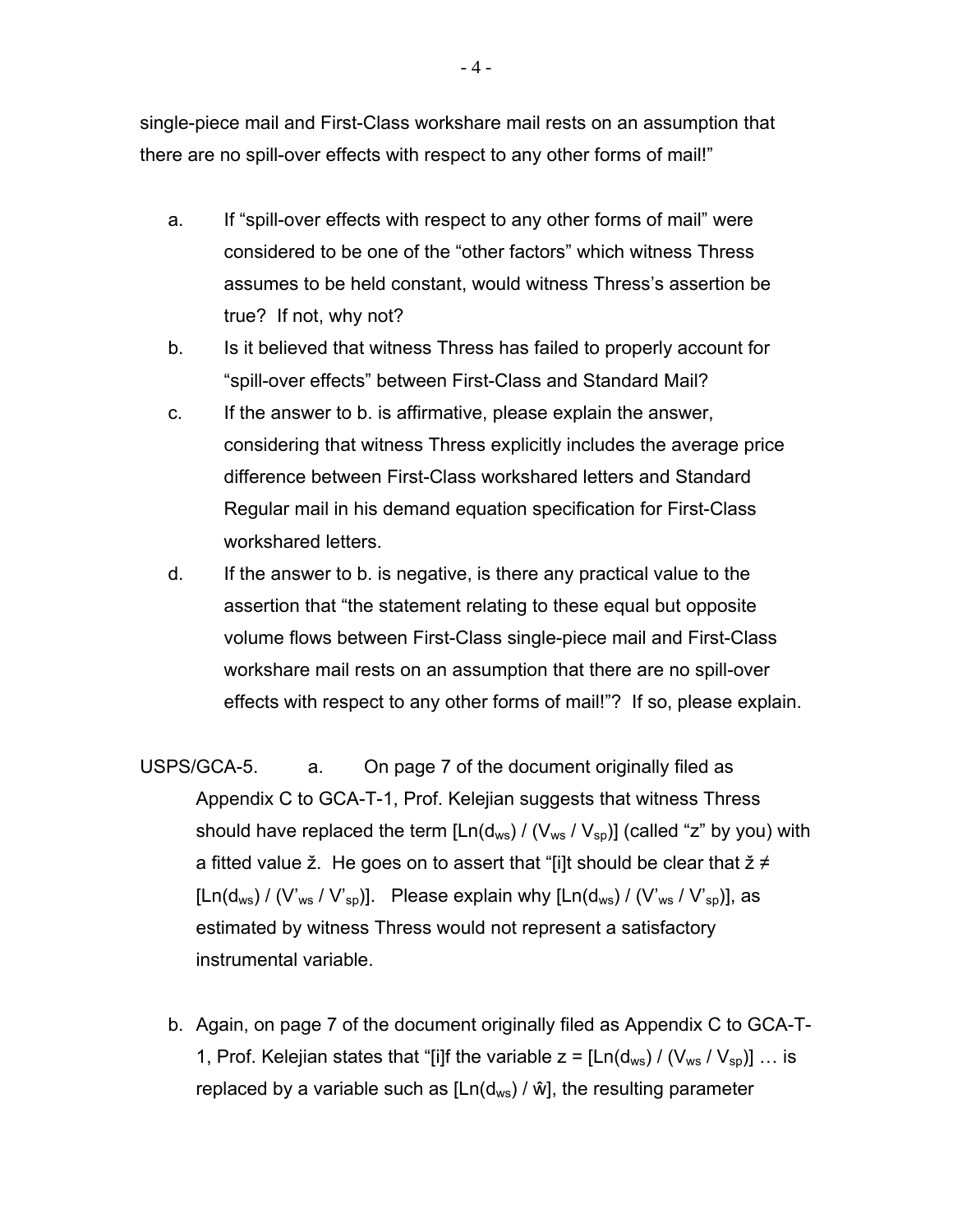single-piece mail and First-Class workshare mail rests on an assumption that there are no spill-over effects with respect to any other forms of mail!"

a. If "spill-over effects with respect to any other forms of mail" were considered to be one of the "other factors" which witness Thress assumes to be held constant, would witness Thress's assertion be true? If not, why not?

b. Is it believed that witness Thress has failed to properly account for "spill-over effects" between First-Class and Standard Mail?

c. If the answer to b. is affirmative, please explain the answer, considering that witness Thress explicitly includes the average price difference between First-Class workshared letters and Standard Regular mail in his demand equation specification for First-Class workshared letters.

d. If the answer to b. is negative, is there any practical value to the assertion that "the statement relating to these equal but opposite volume flows between First-Class single-piece mail and First-Class workshare mail rests on an assumption that there are no spill-over effects with respect to any other forms of mail!"? If so, please explain.

USPS/GCA-5. a. On page 7 of the document originally filed as Appendix C to GCA-T-1, Prof. Kelejian suggests that witness Thress should have replaced the term $[Ln(d_{ws}) / (V_{ws} / V_{sp})]$ (called "z" by you) with a fitted value $\check{z}$. He goes on to assert that "[i]t should be clear that $\check{z} \neq [Ln(d_{ws}) / (V'_{ws} / V'_{sp})]$. Please explain why $[Ln(d_{ws}) / (V'_{ws} / V'_{sp})]$, as estimated by witness Thress would not represent a satisfactory instrumental variable.

b. Again, on page 7 of the document originally filed as Appendix C to GCA-T-1, Prof. Kelejian states that "[i]f the variable $z = [Ln(d_{ws}) / (V_{ws} / V_{sp})]$ … is replaced by a variable such as $[Ln(d_{ws}) / \hat{w}]$, the resulting parameter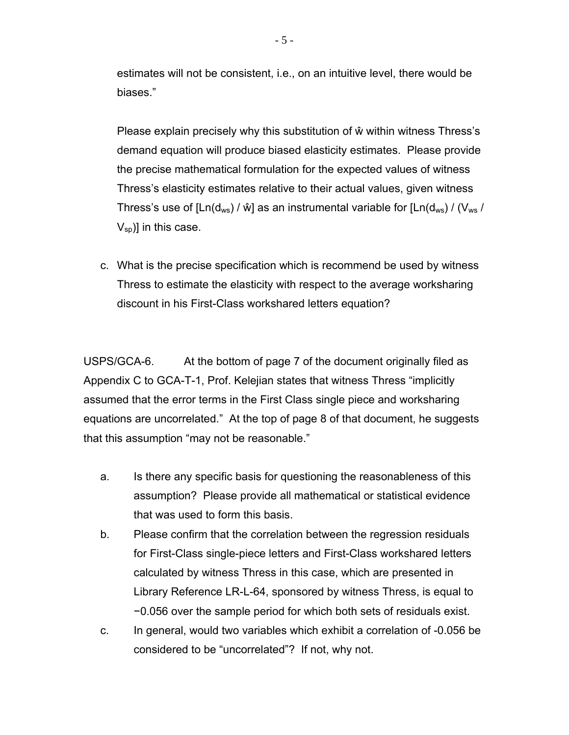estimates will not be consistent, i.e., on an intuitive level, there would be biases."

Please explain precisely why this substitution of $\hat{w}$ within witness Thress's demand equation will produce biased elasticity estimates. Please provide the precise mathematical formulation for the expected values of witness Thress's elasticity estimates relative to their actual values, given witness Thress's use of [$Ln(d_{ws}) / \hat{w}$] as an instrumental variable for [$Ln(d_{ws}) / (V_{ws} / V_{sp})$] in this case.

c. What is the precise specification which is recommend be used by witness Thress to estimate the elasticity with respect to the average worksharing discount in his First-Class workshared letters equation?

USPS/GCA-6. At the bottom of page 7 of the document originally filed as Appendix C to GCA-T-1, Prof. Kelejian states that witness Thress "implicitly assumed that the error terms in the First Class single piece and worksharing equations are uncorrelated." At the top of page 8 of that document, he suggests that this assumption "may not be reasonable."

a. Is there any specific basis for questioning the reasonableness of this assumption? Please provide all mathematical or statistical evidence that was used to form this basis.

b. Please confirm that the correlation between the regression residuals for First-Class single-piece letters and First-Class workshared letters calculated by witness Thress in this case, which are presented in Library Reference LR-L-64, sponsored by witness Thress, is equal to −0.056 over the sample period for which both sets of residuals exist.

c. In general, would two variables which exhibit a correlation of -0.056 be considered to be "uncorrelated"? If not, why not.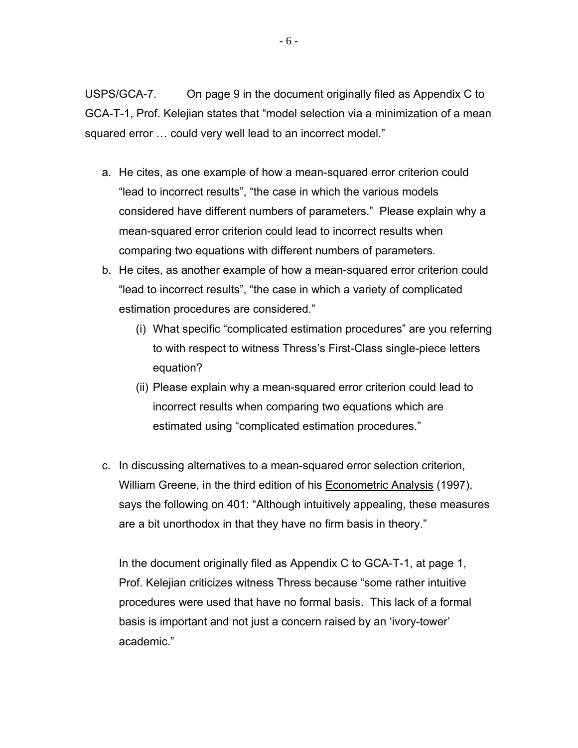USPS/GCA-7. On page 9 in the document originally filed as Appendix C to GCA-T-1, Prof. Kelejian states that "model selection via a minimization of a mean squared error … could very well lead to an incorrect model."

a. He cites, as one example of how a mean-squared error criterion could "lead to incorrect results", "the case in which the various models considered have different numbers of parameters." Please explain why a mean-squared error criterion could lead to incorrect results when comparing two equations with different numbers of parameters.

b. He cites, as another example of how a mean-squared error criterion could "lead to incorrect results", "the case in which a variety of complicated estimation procedures are considered."

   (i) What specific "complicated estimation procedures" are you referring to with respect to witness Thress's First-Class single-piece letters equation?

   (ii) Please explain why a mean-squared error criterion could lead to incorrect results when comparing two equations which are estimated using "complicated estimation procedures."

c. In discussing alternatives to a mean-squared error selection criterion, William Greene, in the third edition of his <u>Econometric Analysis</u> (1997), says the following on 401: "Although intuitively appealing, these measures are a bit unorthodox in that they have no firm basis in theory."

   In the document originally filed as Appendix C to GCA-T-1, at page 1, Prof. Kelejian criticizes witness Thress because "some rather intuitive procedures were used that have no formal basis. This lack of a formal basis is important and not just a concern raised by an 'ivory-tower' academic."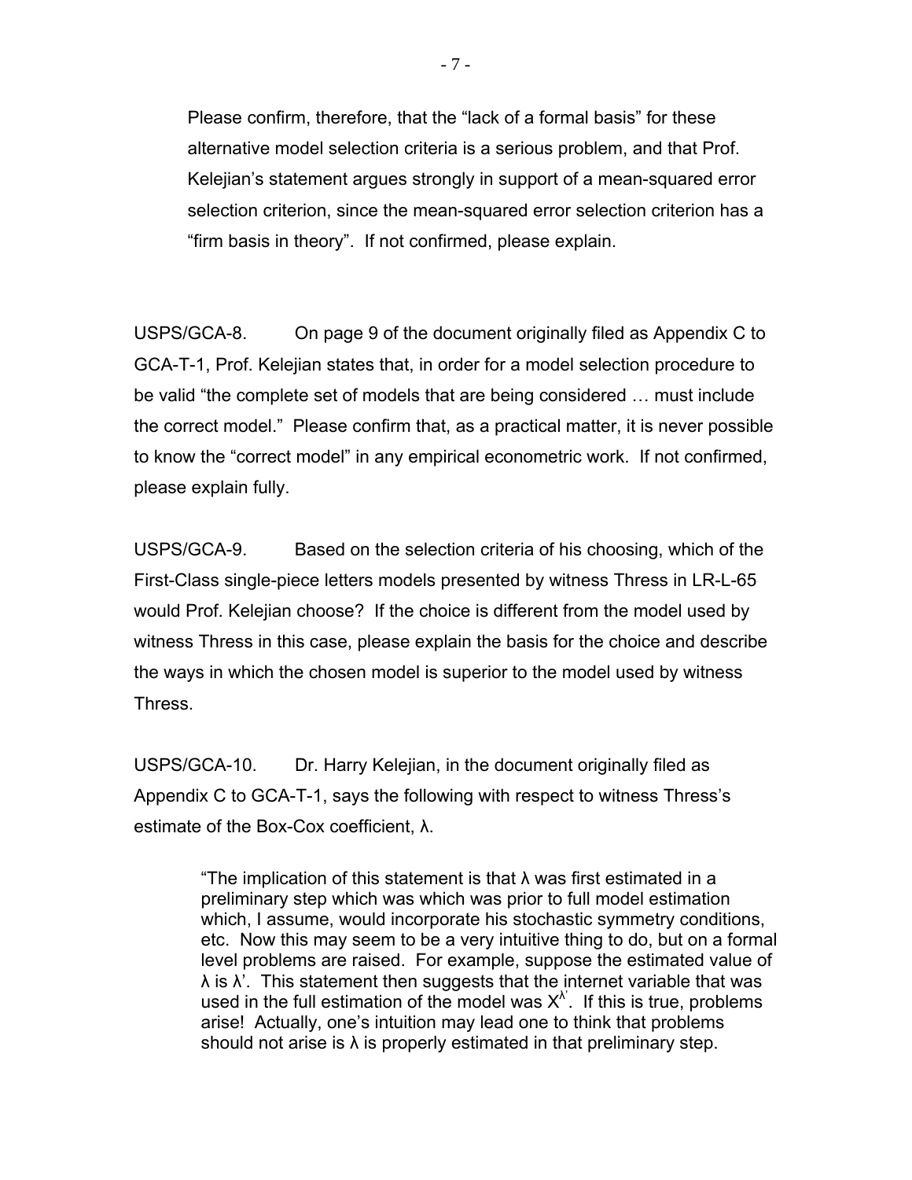> Please confirm, therefore, that the "lack of a formal basis" for these alternative model selection criteria is a serious problem, and that Prof. Kelejian's statement argues strongly in support of a mean-squared error selection criterion, since the mean-squared error selection criterion has a "firm basis in theory". If not confirmed, please explain.

USPS/GCA-8. On page 9 of the document originally filed as Appendix C to GCA-T-1, Prof. Kelejian states that, in order for a model selection procedure to be valid "the complete set of models that are being considered … must include the correct model." Please confirm that, as a practical matter, it is never possible to know the "correct model" in any empirical econometric work. If not confirmed, please explain fully.

USPS/GCA-9. Based on the selection criteria of his choosing, which of the First-Class single-piece letters models presented by witness Thress in LR-L-65 would Prof. Kelejian choose? If the choice is different from the model used by witness Thress in this case, please explain the basis for the choice and describe the ways in which the chosen model is superior to the model used by witness Thress.

USPS/GCA-10. Dr. Harry Kelejian, in the document originally filed as Appendix C to GCA-T-1, says the following with respect to witness Thress's estimate of the Box-Cox coefficient, $\lambda$.

> "The implication of this statement is that $\lambda$ was first estimated in a preliminary step which was which was prior to full model estimation which, I assume, would incorporate his stochastic symmetry conditions, etc. Now this may seem to be a very intuitive thing to do, but on a formal level problems are raised. For example, suppose the estimated value of $\lambda$ is $\lambda'$. This statement then suggests that the internet variable that was used in the full estimation of the model was $X^{\lambda'}$. If this is true, problems arise! Actually, one's intuition may lead one to think that problems should not arise is $\lambda$ is properly estimated in that preliminary step.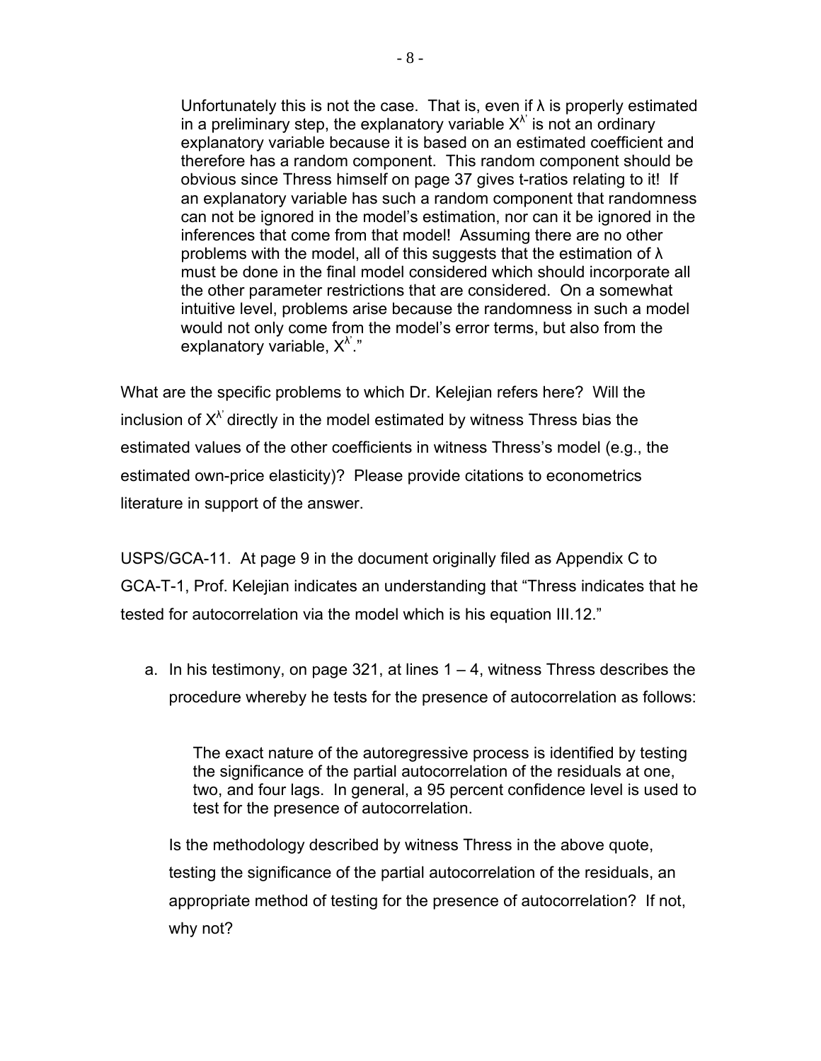> Unfortunately this is not the case. That is, even if $\lambda$ is properly estimated in a preliminary step, the explanatory variable $X^{\lambda'}$ is not an ordinary explanatory variable because it is based on an estimated coefficient and therefore has a random component. This random component should be obvious since Thress himself on page 37 gives t-ratios relating to it! If an explanatory variable has such a random component that randomness can not be ignored in the model's estimation, nor can it be ignored in the inferences that come from that model! Assuming there are no other problems with the model, all of this suggests that the estimation of $\lambda$ must be done in the final model considered which should incorporate all the other parameter restrictions that are considered. On a somewhat intuitive level, problems arise because the randomness in such a model would not only come from the model's error terms, but also from the explanatory variable, $X^{\lambda'}$."

What are the specific problems to which Dr. Kelejian refers here? Will the inclusion of $X^{\lambda'}$ directly in the model estimated by witness Thress bias the estimated values of the other coefficients in witness Thress's model (e.g., the estimated own-price elasticity)? Please provide citations to econometrics literature in support of the answer.

USPS/GCA-11. At page 9 in the document originally filed as Appendix C to GCA-T-1, Prof. Kelejian indicates an understanding that "Thress indicates that he tested for autocorrelation via the model which is his equation III.12."

a. In his testimony, on page 321, at lines 1 – 4, witness Thress describes the procedure whereby he tests for the presence of autocorrelation as follows:

   > The exact nature of the autoregressive process is identified by testing the significance of the partial autocorrelation of the residuals at one, two, and four lags. In general, a 95 percent confidence level is used to test for the presence of autocorrelation.

   Is the methodology described by witness Thress in the above quote, testing the significance of the partial autocorrelation of the residuals, an appropriate method of testing for the presence of autocorrelation? If not, why not?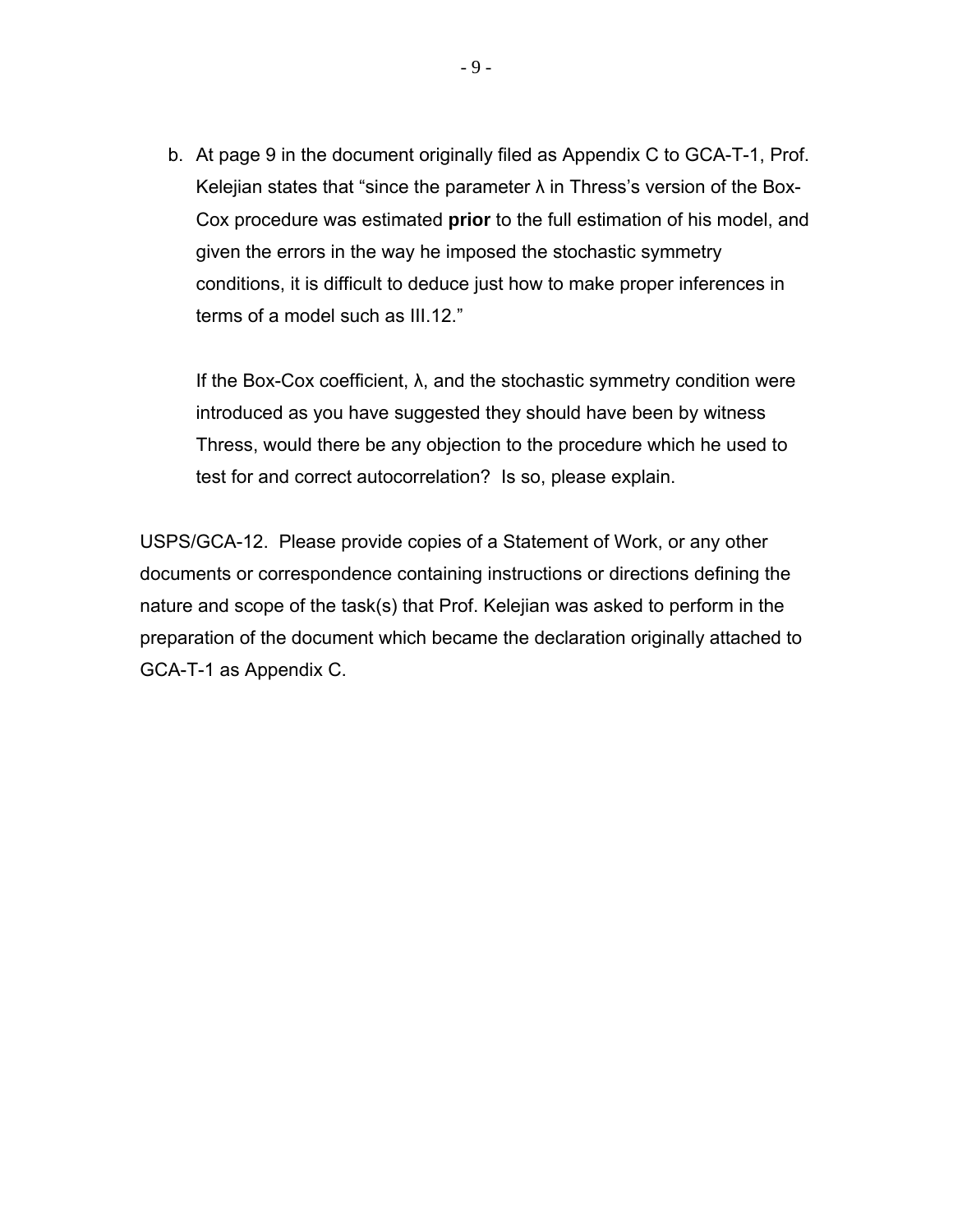b. At page 9 in the document originally filed as Appendix C to GCA-T-1, Prof. Kelejian states that "since the parameter $\lambda$ in Thress's version of the Box-Cox procedure was estimated **prior** to the full estimation of his model, and given the errors in the way he imposed the stochastic symmetry conditions, it is difficult to deduce just how to make proper inferences in terms of a model such as III.12."

   If the Box-Cox coefficient, $\lambda$, and the stochastic symmetry condition were introduced as you have suggested they should have been by witness Thress, would there be any objection to the procedure which he used to test for and correct autocorrelation? Is so, please explain.

USPS/GCA-12. Please provide copies of a Statement of Work, or any other documents or correspondence containing instructions or directions defining the nature and scope of the task(s) that Prof. Kelejian was asked to perform in the preparation of the document which became the declaration originally attached to GCA-T-1 as Appendix C.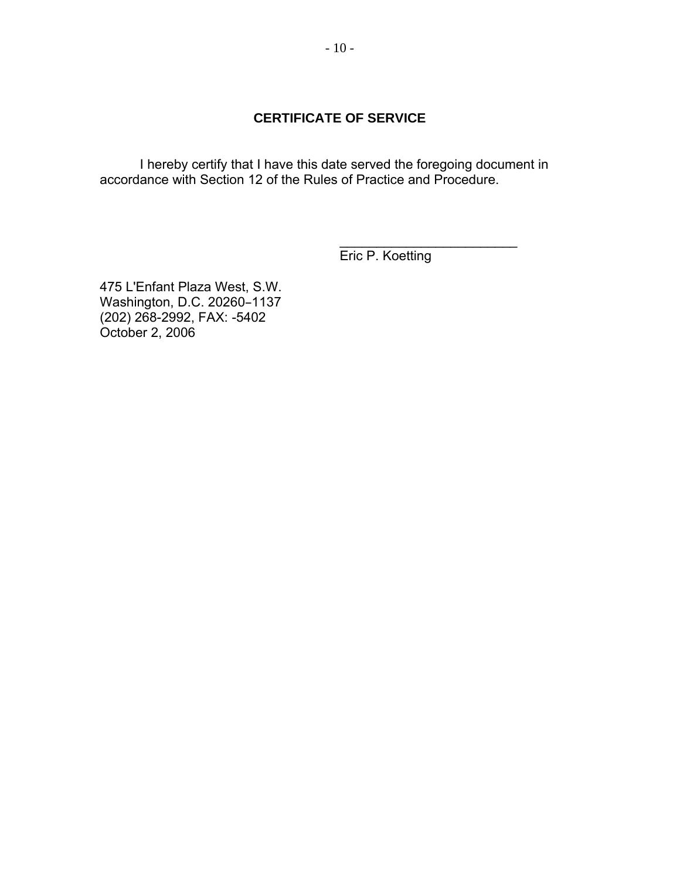## CERTIFICATE OF SERVICE

I hereby certify that I have this date served the foregoing document in accordance with Section 12 of the Rules of Practice and Procedure.

\_\_\_\_\_\_\_\_\_\_\_\_\_\_\_\_\_\_\_\_\_\_\_\_\_
Eric P. Koetting

475 L'Enfant Plaza West, S.W.
Washington, D.C. 20260–1137
(202) 268-2992, FAX: -5402
October 2, 2006